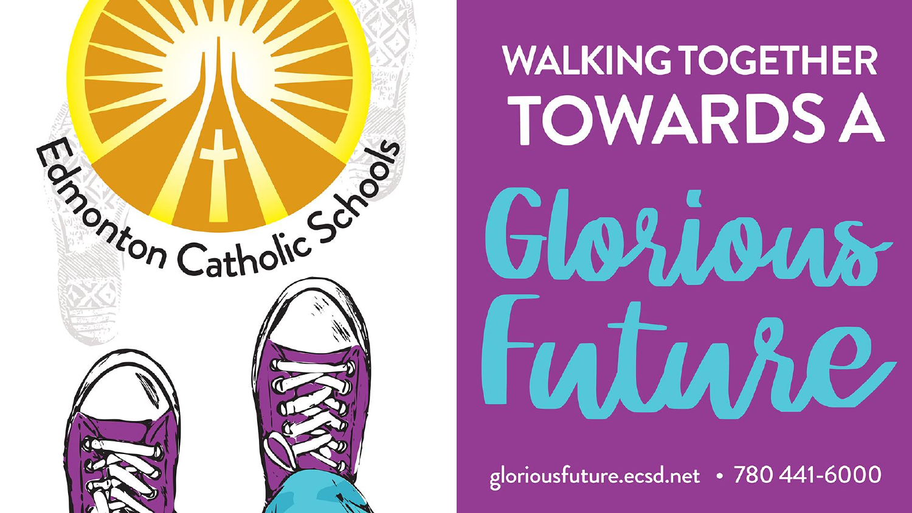Edmonton Catholic Schools

# WALKING TOGETHER TOWARDS A Glorious Future

gloriousfuture.ecsd.net • 780 441-6000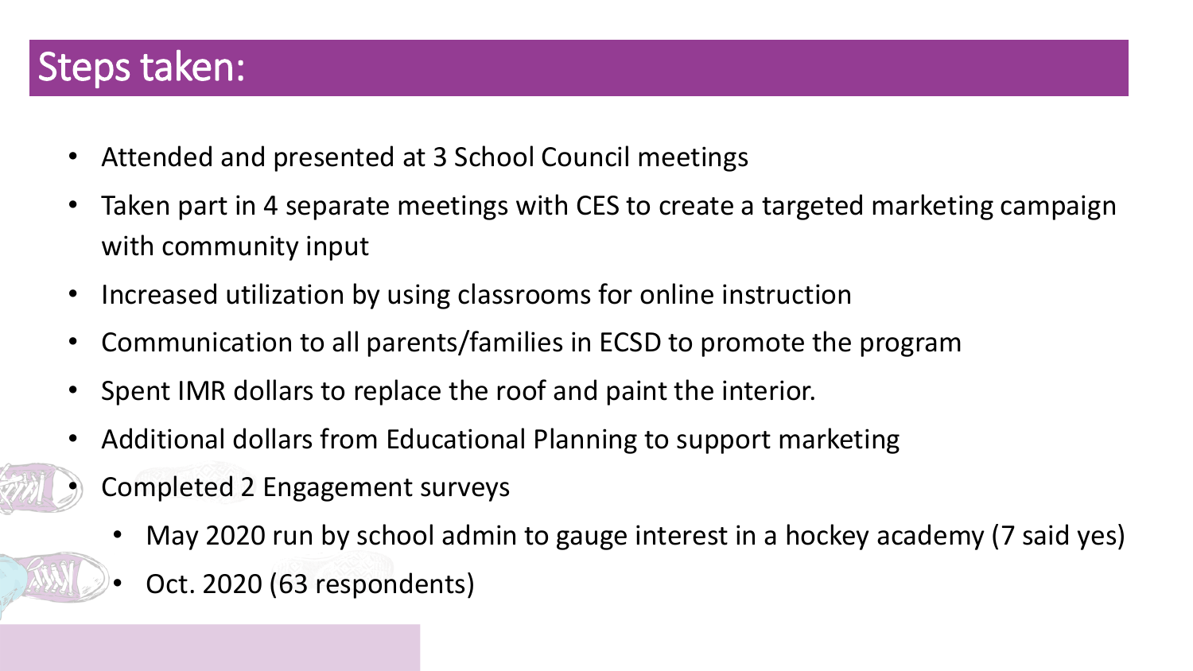# Steps taken:

- Attended and presented at 3 School Council meetings
- Taken part in 4 separate meetings with CES to create a targeted marketing campaign with community input
- Increased utilization by using classrooms for online instruction
- Communication to all parents/families in ECSD to promote the program
- Spent IMR dollars to replace the roof and paint the interior.
- Additional dollars from Educational Planning to support marketing
- Completed 2 Engagement surveys
  - May 2020 run by school admin to gauge interest in a hockey academy (7 said yes)
  - Oct. 2020 (63 respondents)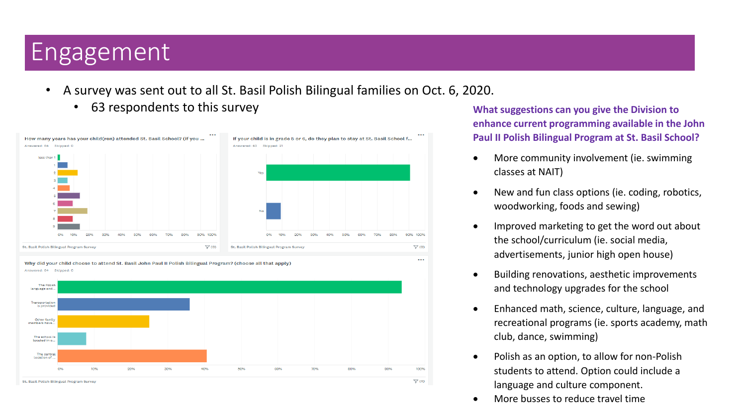# Engagement

- A survey was sent out to all St. Basil Polish Bilingual families on Oct. 6, 2020.
  - 63 respondents to this survey

How many years has your child(ren) attended St. Basil School? (if you ...

Answered: 64 Skipped: 0

If your child is in grade 5 or 6, do they plan to stay at St. Basil School f...

Answered: 43 Skipped: 21

Why did your child choose to attend St. Basil John Paul II Polish Bilingual Program? (choose all that apply)

Answered: 64 Skipped: 0

St. Basil Polish Bilingual Program Survey

**What suggestions can you give the Division to enhance current programming available in the John Paul II Polish Bilingual Program at St. Basil School?**

- More community involvement (ie. swimming classes at NAIT)
- New and fun class options (ie. coding, robotics, woodworking, foods and sewing)
- Improved marketing to get the word out about the school/curriculum (ie. social media, advertisements, junior high open house)
- Building renovations, aesthetic improvements and technology upgrades for the school
- Enhanced math, science, culture, language, and recreational programs (ie. sports academy, math club, dance, swimming)
- Polish as an option, to allow for non-Polish students to attend. Option could include a language and culture component.
- More busses to reduce travel time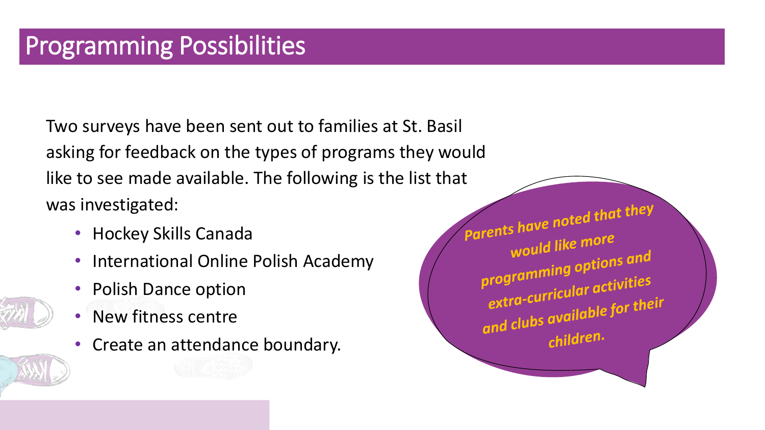## Programming Possibilities

Two surveys have been sent out to families at St. Basil asking for feedback on the types of programs they would like to see made available. The following is the list that was investigated:

- Hockey Skills Canada
- International Online Polish Academy
- Polish Dance option
- New fitness centre
- Create an attendance boundary.

*Parents have noted that they would like more programming options and extra-curricular activities and clubs available for their children.*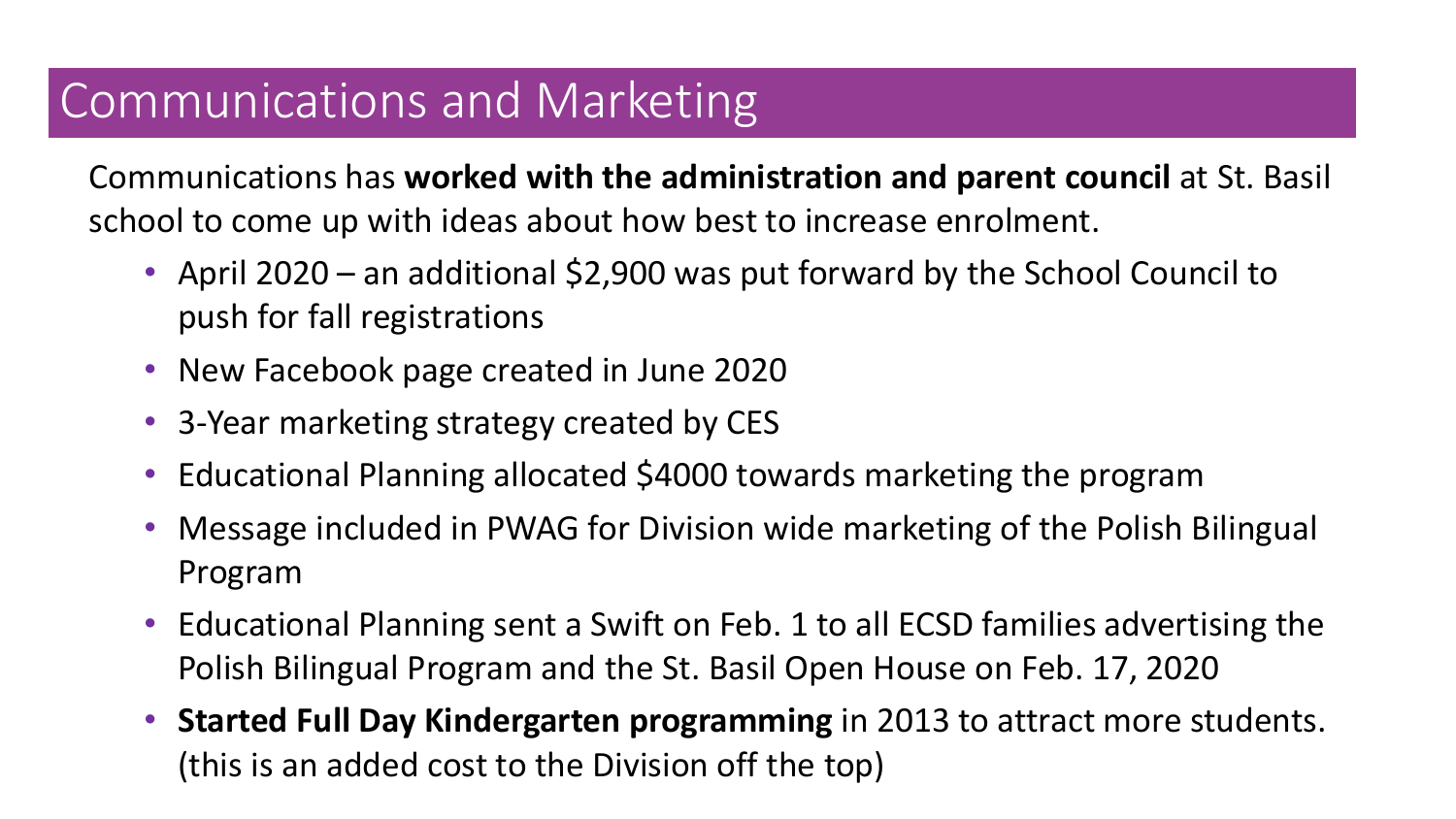# Communications and Marketing

Communications has **worked with the administration and parent council** at St. Basil school to come up with ideas about how best to increase enrolment.

- April 2020 – an additional $2,900 was put forward by the School Council to push for fall registrations
- New Facebook page created in June 2020
- 3-Year marketing strategy created by CES
- Educational Planning allocated $4000 towards marketing the program
- Message included in PWAG for Division wide marketing of the Polish Bilingual Program
- Educational Planning sent a Swift on Feb. 1 to all ECSD families advertising the Polish Bilingual Program and the St. Basil Open House on Feb. 17, 2020
- **Started Full Day Kindergarten programming** in 2013 to attract more students. (this is an added cost to the Division off the top)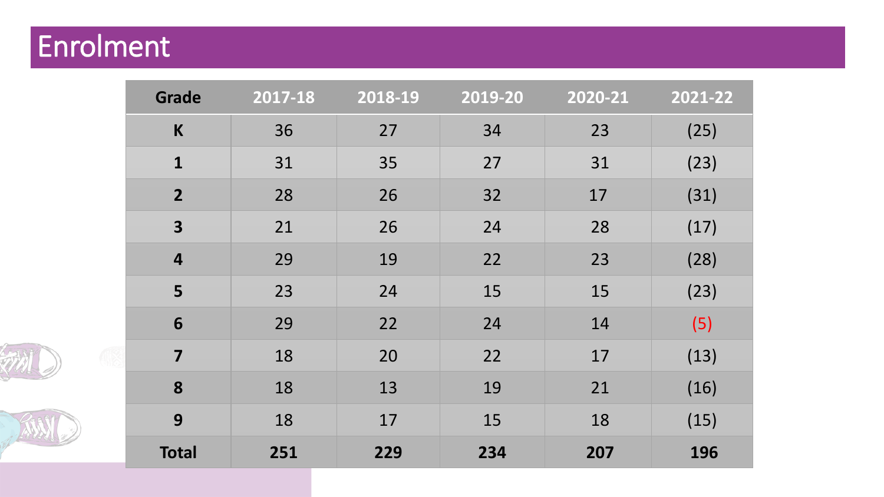# Enrolment

| Grade | 2017-18 | 2018-19 | 2019-20 | 2020-21 | 2021-22 |
|---|---|---|---|---|---|
| **K** | 36 | 27 | 34 | 23 | (25) |
| **1** | 31 | 35 | 27 | 31 | (23) |
| **2** | 28 | 26 | 32 | 17 | (31) |
| **3** | 21 | 26 | 24 | 28 | (17) |
| **4** | 29 | 19 | 22 | 23 | (28) |
| **5** | 23 | 24 | 15 | 15 | (23) |
| **6** | 29 | 22 | 24 | 14 | (5) |
| **7** | 18 | 20 | 22 | 17 | (13) |
| **8** | 18 | 13 | 19 | 21 | (16) |
| **9** | 18 | 17 | 15 | 18 | (15) |
| **Total** | **251** | **229** | **234** | **207** | **196** |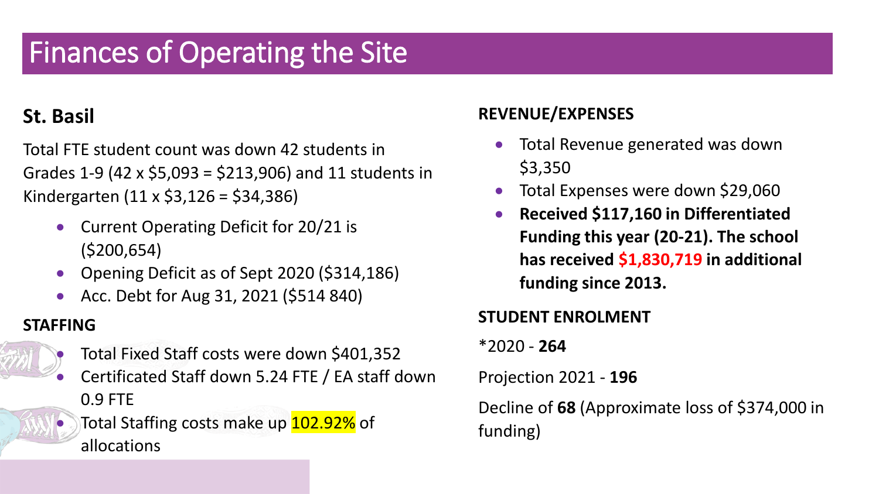# Finances of Operating the Site

## St. Basil

Total FTE student count was down 42 students in Grades 1-9 (42 x $5,093 = $213,906) and 11 students in Kindergarten (11 x $3,126 = $34,386)

- Current Operating Deficit for 20/21 is ($200,654)
- Opening Deficit as of Sept 2020 ($314,186)
- Acc. Debt for Aug 31, 2021 ($514 840)

### STAFFING

- Total Fixed Staff costs were down $401,352
- Certificated Staff down 5.24 FTE / EA staff down 0.9 FTE
- Total Staffing costs make up 102.92% of allocations

### REVENUE/EXPENSES

- Total Revenue generated was down $3,350
- Total Expenses were down $29,060
- **Received $117,160 in Differentiated Funding this year (20-21). The school has received $1,830,719 in additional funding since 2013.**

### STUDENT ENROLMENT

*2020 - **264**

Projection 2021 - **196**

Decline of **68** (Approximate loss of $374,000 in funding)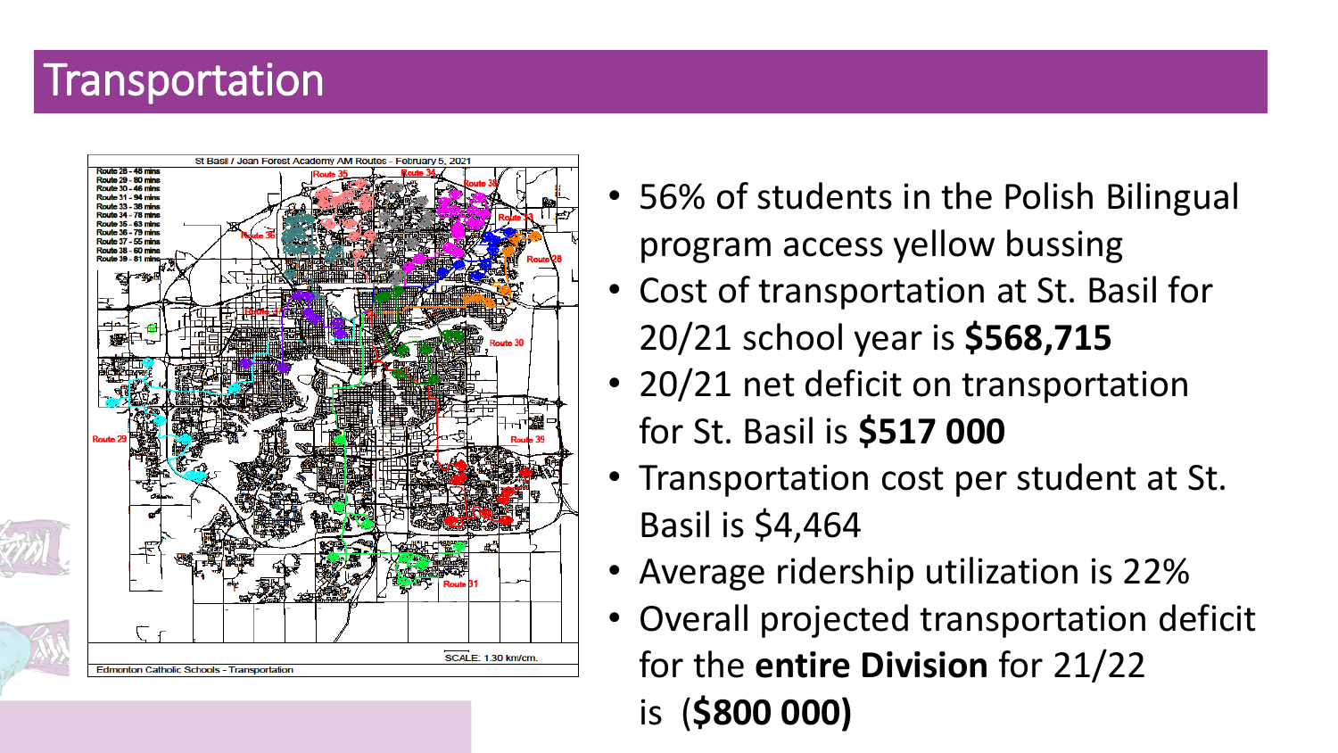# Transportation

- 56% of students in the Polish Bilingual program access yellow bussing
- Cost of transportation at St. Basil for 20/21 school year is **$568,715**
- 20/21 net deficit on transportation for St. Basil is **$517 000**
- Transportation cost per student at St. Basil is $4,464
- Average ridership utilization is 22%
- Overall projected transportation deficit for the **entire Division** for 21/22 is (**$800 000)**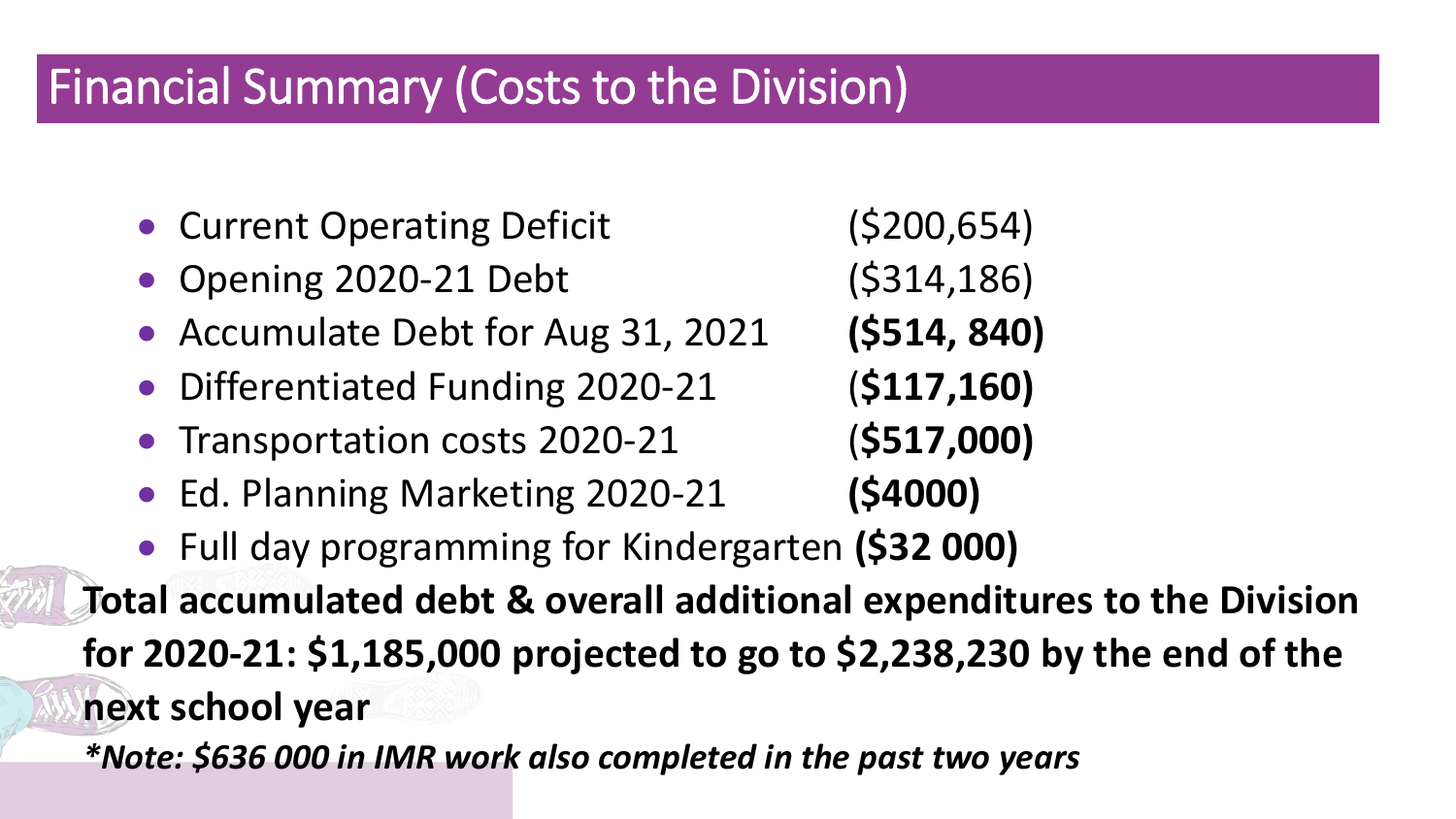# Financial Summary (Costs to the Division)

- Current Operating Deficit (\$200,654)
- Opening 2020-21 Debt (\$314,186)
- Accumulate Debt for Aug 31, 2021 **(\$514, 840)**
- Differentiated Funding 2020-21 (**\$117,160)**
- Transportation costs 2020-21 (**\$517,000)**
- Ed. Planning Marketing 2020-21 **(\$4000)**
- Full day programming for Kindergarten **(\$32 000)**

**Total accumulated debt & overall additional expenditures to the Division for 2020-21: \$1,185,000 projected to go to \$2,238,230 by the end of the next school year**

***Note: \$636 000 in IMR work also completed in the past two years***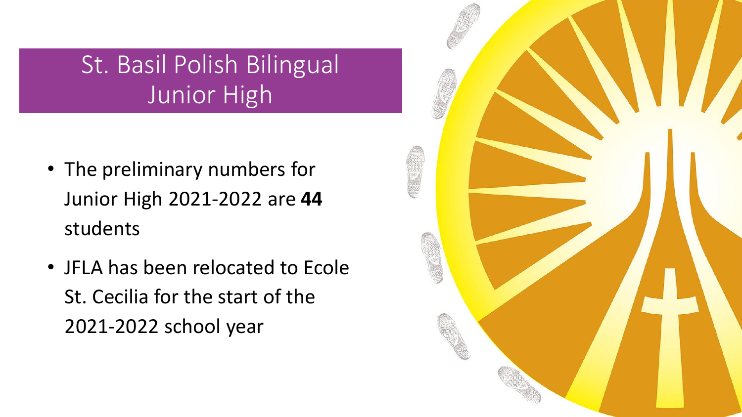# St. Basil Polish Bilingual Junior High

- The preliminary numbers for Junior High 2021-2022 are **44** students
- JFLA has been relocated to Ecole St. Cecilia for the start of the 2021-2022 school year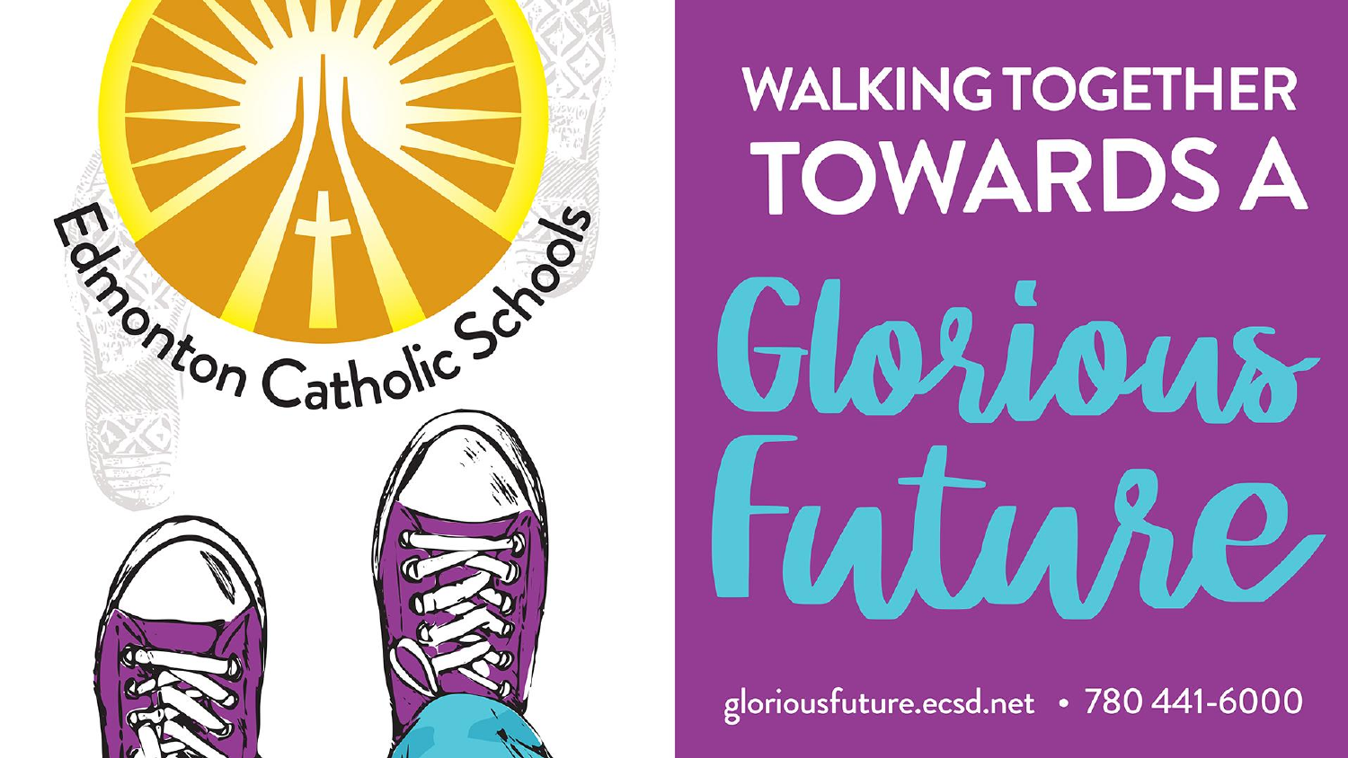Edmonton Catholic Schools

# WALKING TOGETHER TOWARDS A

# Glorious Future

gloriousfuture.ecsd.net • 780 441-6000